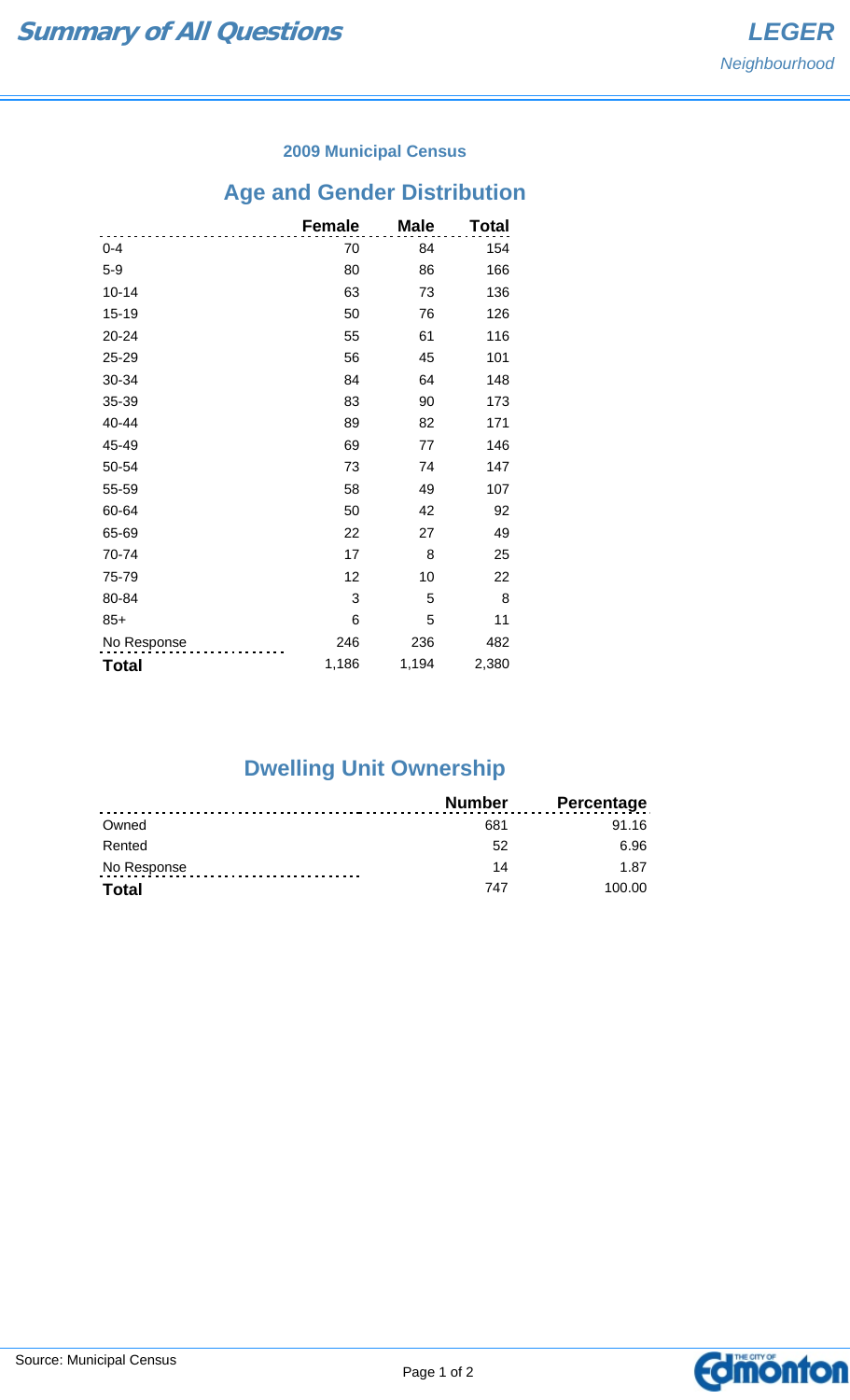# Summary of All Questions

**LEGER**
*Neighbourhood*

### 2009 Municipal Census

## Age and Gender Distribution

| | Female | Male | Total |
|---|---|---|---|
| 0-4 | 70 | 84 | 154 |
| 5-9 | 80 | 86 | 166 |
| 10-14 | 63 | 73 | 136 |
| 15-19 | 50 | 76 | 126 |
| 20-24 | 55 | 61 | 116 |
| 25-29 | 56 | 45 | 101 |
| 30-34 | 84 | 64 | 148 |
| 35-39 | 83 | 90 | 173 |
| 40-44 | 89 | 82 | 171 |
| 45-49 | 69 | 77 | 146 |
| 50-54 | 73 | 74 | 147 |
| 55-59 | 58 | 49 | 107 |
| 60-64 | 50 | 42 | 92 |
| 65-69 | 22 | 27 | 49 |
| 70-74 | 17 | 8 | 25 |
| 75-79 | 12 | 10 | 22 |
| 80-84 | 3 | 5 | 8 |
| 85+ | 6 | 5 | 11 |
| No Response | 246 | 236 | 482 |
| **Total** | 1,186 | 1,194 | 2,380 |

## Dwelling Unit Ownership

| | Number | Percentage |
|---|---|---|
| Owned | 681 | 91.16 |
| Rented | 52 | 6.96 |
| No Response | 14 | 1.87 |
| **Total** | 747 | 100.00 |

Source: Municipal Census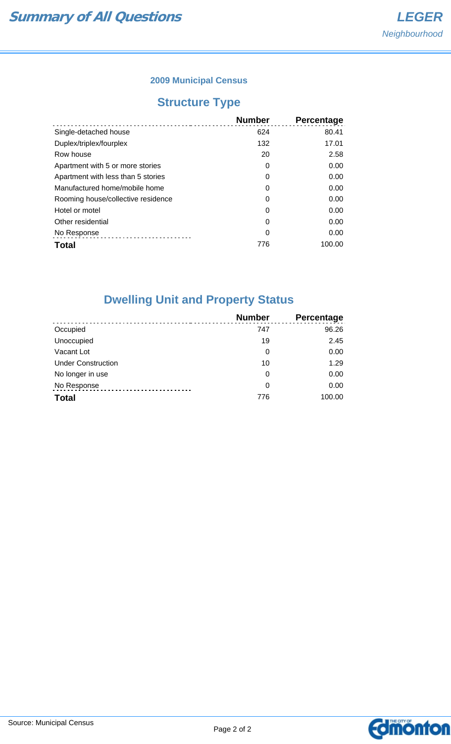# Summary of All Questions

**LEGER**
*Neighbourhood*

### 2009 Municipal Census

## Structure Type

| | Number | Percentage |
|---|---|---|
| Single-detached house | 624 | 80.41 |
| Duplex/triplex/fourplex | 132 | 17.01 |
| Row house | 20 | 2.58 |
| Apartment with 5 or more stories | 0 | 0.00 |
| Apartment with less than 5 stories | 0 | 0.00 |
| Manufactured home/mobile home | 0 | 0.00 |
| Rooming house/collective residence | 0 | 0.00 |
| Hotel or motel | 0 | 0.00 |
| Other residential | 0 | 0.00 |
| No Response | 0 | 0.00 |
| **Total** | 776 | 100.00 |

## Dwelling Unit and Property Status

| | Number | Percentage |
|---|---|---|
| Occupied | 747 | 96.26 |
| Unoccupied | 19 | 2.45 |
| Vacant Lot | 0 | 0.00 |
| Under Construction | 10 | 1.29 |
| No longer in use | 0 | 0.00 |
| No Response | 0 | 0.00 |
| **Total** | 776 | 100.00 |

Source: Municipal Census